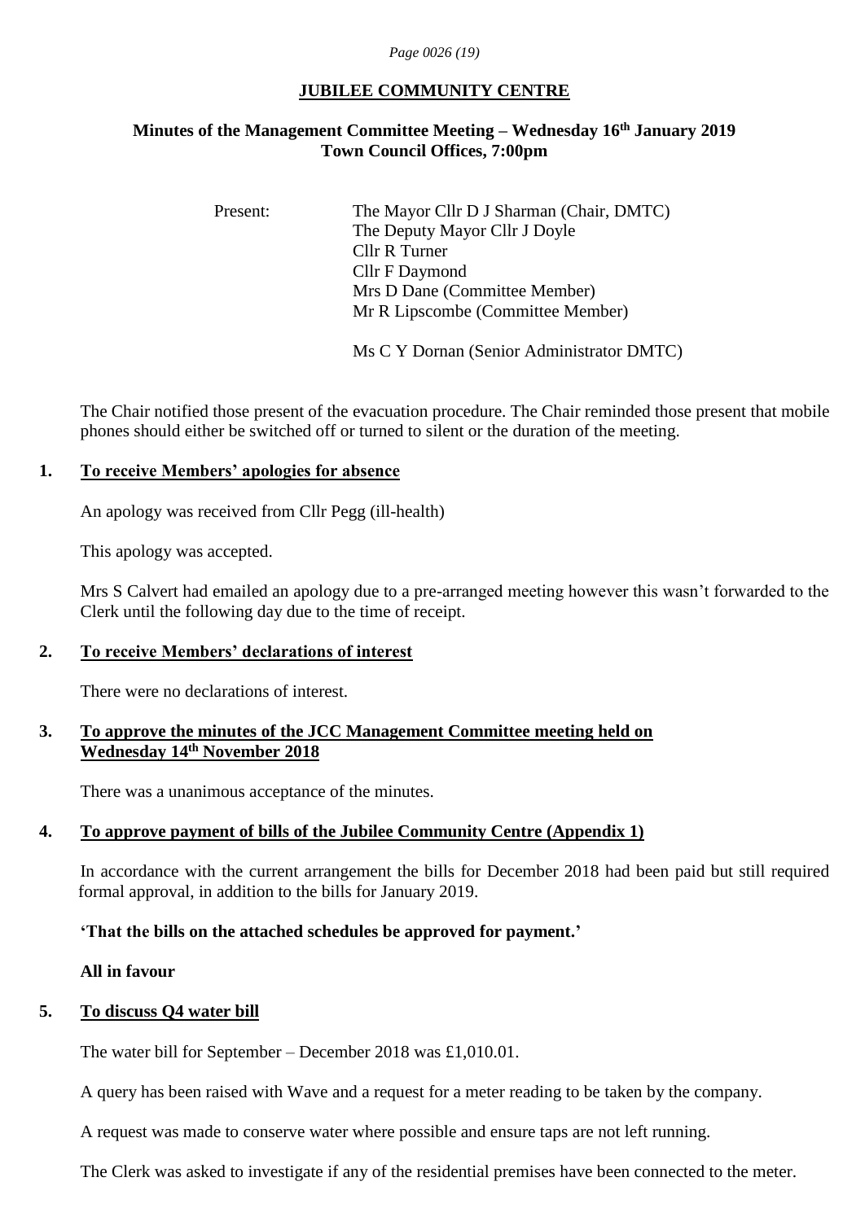# JUBILEE COMMUNITY CENTRE

## Minutes of the Management Committee Meeting – Wednesday 16th January 2019
## Town Council Offices, 7:00pm

Present:
- The Mayor Cllr D J Sharman (Chair, DMTC)
- The Deputy Mayor Cllr J Doyle
- Cllr R Turner
- Cllr F Daymond
- Mrs D Dane (Committee Member)
- Mr R Lipscombe (Committee Member)

- Ms C Y Dornan (Senior Administrator DMTC)

The Chair notified those present of the evacuation procedure. The Chair reminded those present that mobile phones should either be switched off or turned to silent or the duration of the meeting.

### 1. To receive Members' apologies for absence

An apology was received from Cllr Pegg (ill-health)

This apology was accepted.

Mrs S Calvert had emailed an apology due to a pre-arranged meeting however this wasn't forwarded to the Clerk until the following day due to the time of receipt.

### 2. To receive Members' declarations of interest

There were no declarations of interest.

### 3. To approve the minutes of the JCC Management Committee meeting held on Wednesday 14th November 2018

There was a unanimous acceptance of the minutes.

### 4. To approve payment of bills of the Jubilee Community Centre (Appendix 1)

In accordance with the current arrangement the bills for December 2018 had been paid but still required formal approval, in addition to the bills for January 2019.

**'That the bills on the attached schedules be approved for payment.'**

**All in favour**

### 5. To discuss Q4 water bill

The water bill for September – December 2018 was £1,010.01.

A query has been raised with Wave and a request for a meter reading to be taken by the company.

A request was made to conserve water where possible and ensure taps are not left running.

The Clerk was asked to investigate if any of the residential premises have been connected to the meter.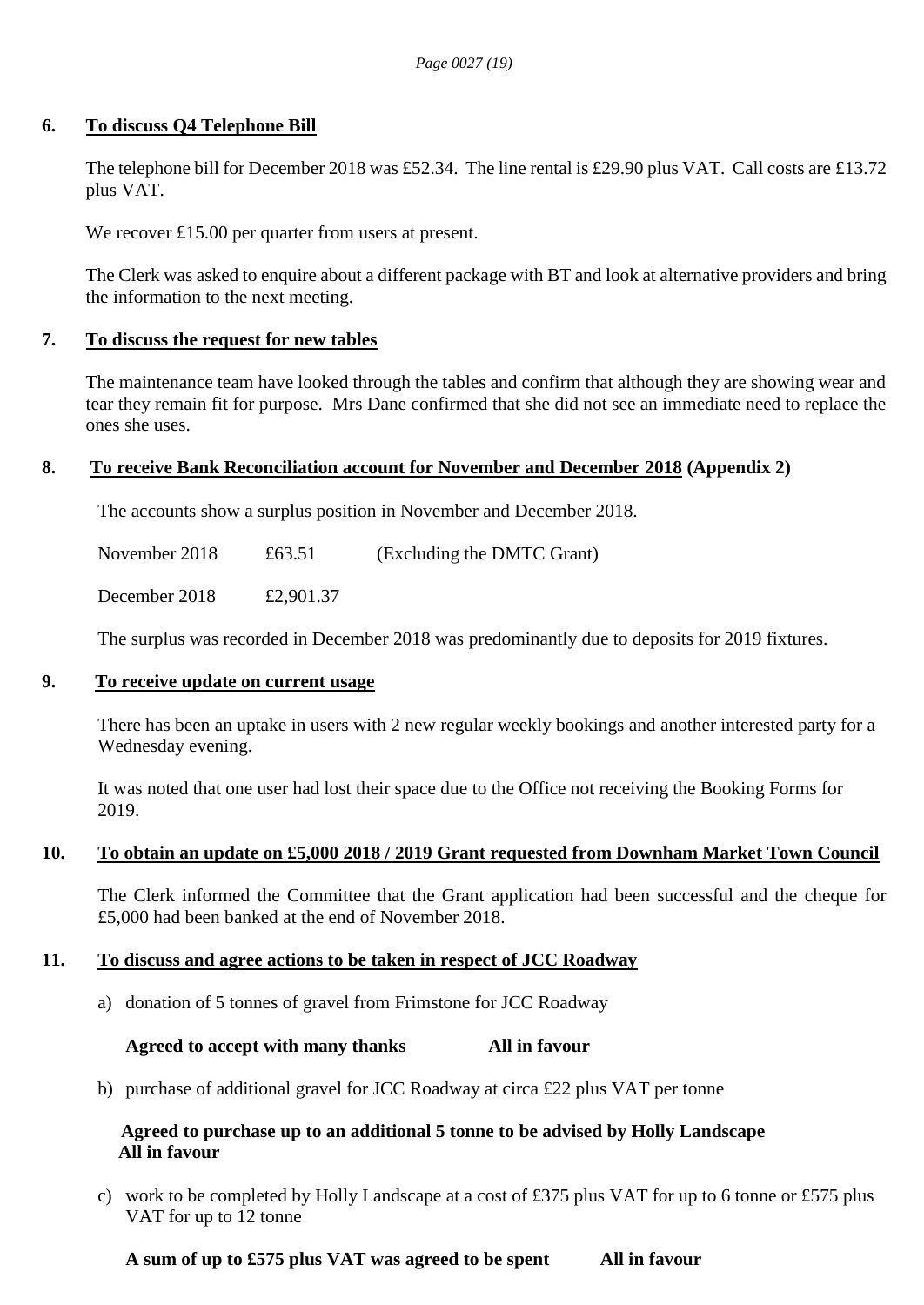## 6. To discuss Q4 Telephone Bill

The telephone bill for December 2018 was £52.34. The line rental is £29.90 plus VAT. Call costs are £13.72 plus VAT.

We recover £15.00 per quarter from users at present.

The Clerk was asked to enquire about a different package with BT and look at alternative providers and bring the information to the next meeting.

## 7. To discuss the request for new tables

The maintenance team have looked through the tables and confirm that although they are showing wear and tear they remain fit for purpose. Mrs Dane confirmed that she did not see an immediate need to replace the ones she uses.

## 8. To receive Bank Reconciliation account for November and December 2018 (Appendix 2)

The accounts show a surplus position in November and December 2018.

| | | |
|---|---|---|
| November 2018 | £63.51 | (Excluding the DMTC Grant) |
| December 2018 | £2,901.37 | |

The surplus was recorded in December 2018 was predominantly due to deposits for 2019 fixtures.

## 9. To receive update on current usage

There has been an uptake in users with 2 new regular weekly bookings and another interested party for a Wednesday evening.

It was noted that one user had lost their space due to the Office not receiving the Booking Forms for 2019.

## 10. To obtain an update on £5,000 2018 / 2019 Grant requested from Downham Market Town Council

The Clerk informed the Committee that the Grant application had been successful and the cheque for £5,000 had been banked at the end of November 2018.

## 11. To discuss and agree actions to be taken in respect of JCC Roadway

a) donation of 5 tonnes of gravel from Frimstone for JCC Roadway

**Agreed to accept with many thanks All in favour**

b) purchase of additional gravel for JCC Roadway at circa £22 plus VAT per tonne

**Agreed to purchase up to an additional 5 tonne to be advised by Holly Landscape All in favour**

c) work to be completed by Holly Landscape at a cost of £375 plus VAT for up to 6 tonne or £575 plus VAT for up to 12 tonne

**A sum of up to £575 plus VAT was agreed to be spent All in favour**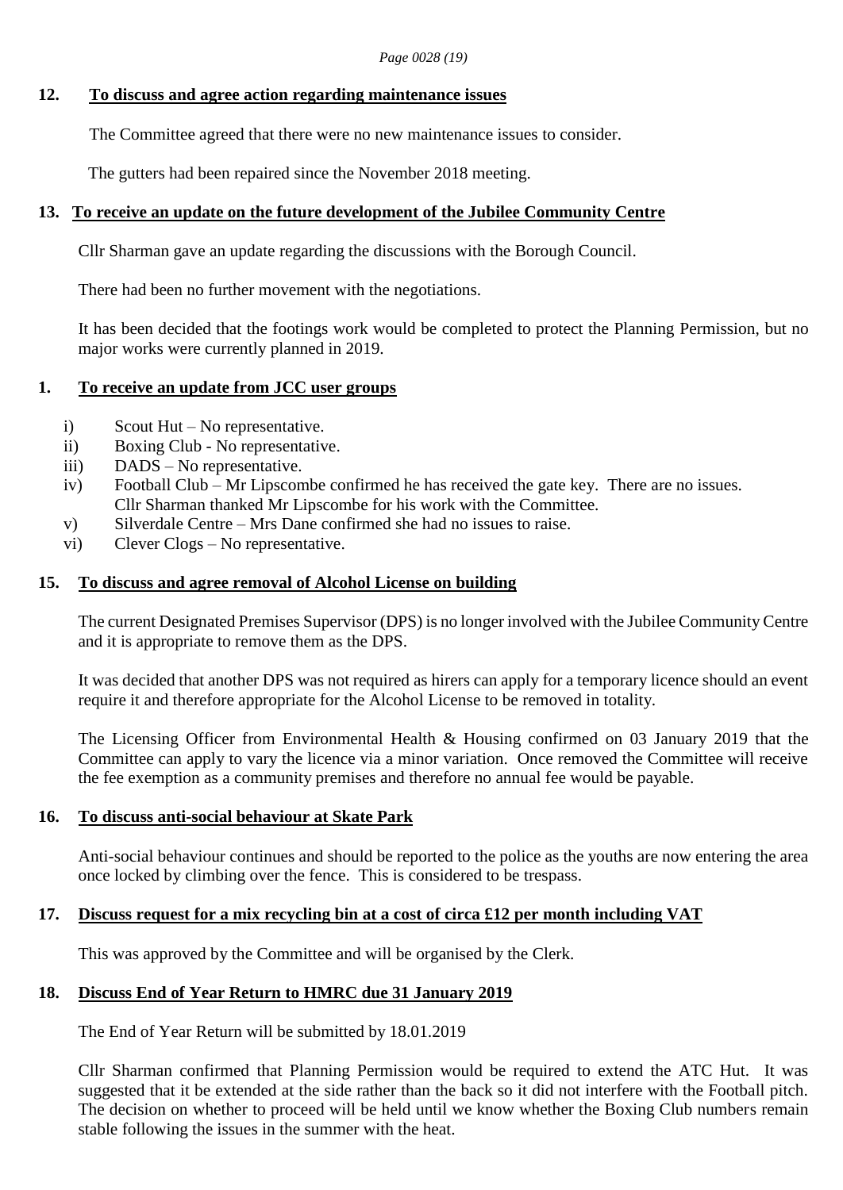## 12. To discuss and agree action regarding maintenance issues

The Committee agreed that there were no new maintenance issues to consider.

The gutters had been repaired since the November 2018 meeting.

## 13. To receive an update on the future development of the Jubilee Community Centre

Cllr Sharman gave an update regarding the discussions with the Borough Council.

There had been no further movement with the negotiations.

It has been decided that the footings work would be completed to protect the Planning Permission, but no major works were currently planned in 2019.

## 1. To receive an update from JCC user groups

i) Scout Hut – No representative.
ii) Boxing Club - No representative.
iii) DADS – No representative.
iv) Football Club – Mr Lipscombe confirmed he has received the gate key. There are no issues. Cllr Sharman thanked Mr Lipscombe for his work with the Committee.
v) Silverdale Centre – Mrs Dane confirmed she had no issues to raise.
vi) Clever Clogs – No representative.

## 15. To discuss and agree removal of Alcohol License on building

The current Designated Premises Supervisor (DPS) is no longer involved with the Jubilee Community Centre and it is appropriate to remove them as the DPS.

It was decided that another DPS was not required as hirers can apply for a temporary licence should an event require it and therefore appropriate for the Alcohol License to be removed in totality.

The Licensing Officer from Environmental Health & Housing confirmed on 03 January 2019 that the Committee can apply to vary the licence via a minor variation. Once removed the Committee will receive the fee exemption as a community premises and therefore no annual fee would be payable.

## 16. To discuss anti-social behaviour at Skate Park

Anti-social behaviour continues and should be reported to the police as the youths are now entering the area once locked by climbing over the fence. This is considered to be trespass.

## 17. Discuss request for a mix recycling bin at a cost of circa £12 per month including VAT

This was approved by the Committee and will be organised by the Clerk.

## 18. Discuss End of Year Return to HMRC due 31 January 2019

The End of Year Return will be submitted by 18.01.2019

Cllr Sharman confirmed that Planning Permission would be required to extend the ATC Hut. It was suggested that it be extended at the side rather than the back so it did not interfere with the Football pitch. The decision on whether to proceed will be held until we know whether the Boxing Club numbers remain stable following the issues in the summer with the heat.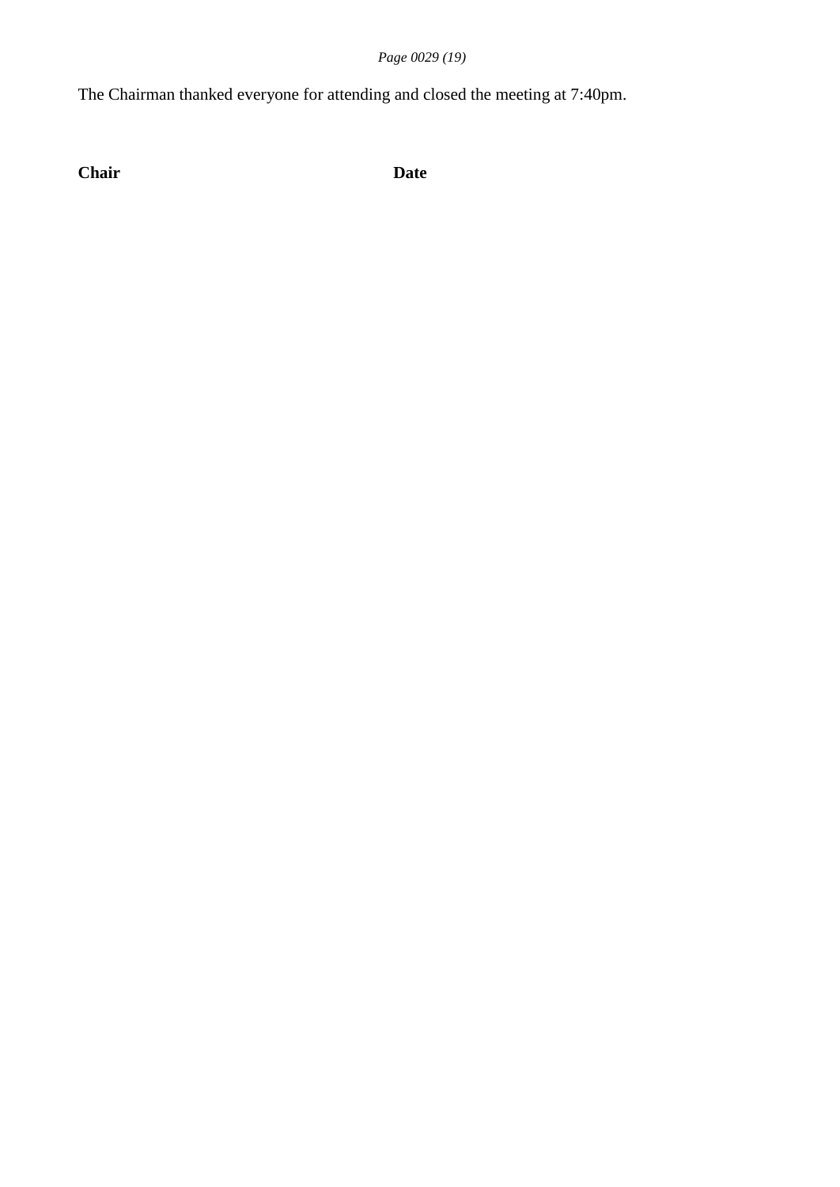The Chairman thanked everyone for attending and closed the meeting at 7:40pm.

**Chair** **Date**